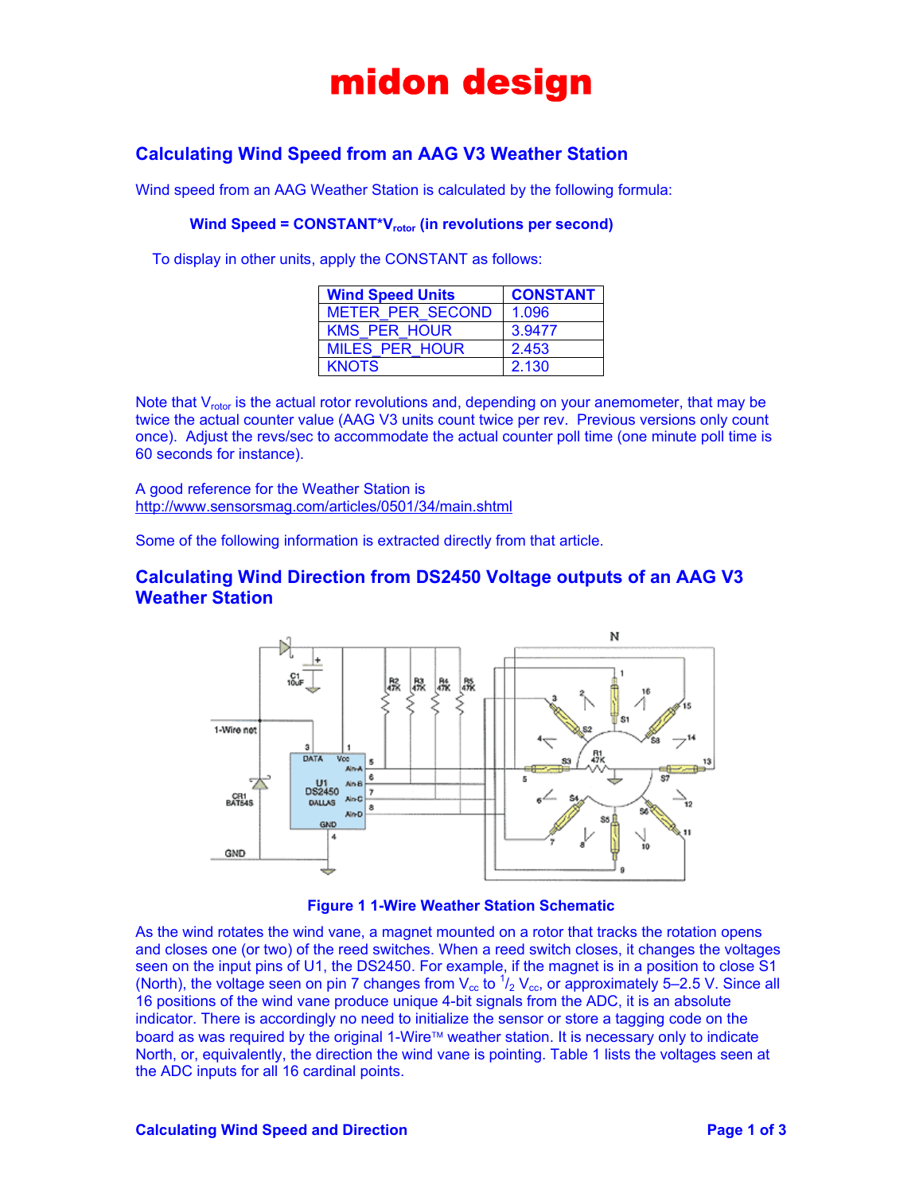# midon design

## Calculating Wind Speed from an AAG V3 Weather Station

Wind speed from an AAG Weather Station is calculated by the following formula:

**Wind Speed = CONSTANT*$V_{rotor}$ (in revolutions per second)**

To display in other units, apply the CONSTANT as follows:

| Wind Speed Units | CONSTANT |
|---|---|
| METER_PER_SECOND | 1.096 |
| KMS_PER_HOUR | 3.9477 |
| MILES_PER_HOUR | 2.453 |
| KNOTS | 2.130 |

Note that $V_{rotor}$ is the actual rotor revolutions and, depending on your anemometer, that may be twice the actual counter value (AAG V3 units count twice per rev. Previous versions only count once). Adjust the revs/sec to accommodate the actual counter poll time (one minute poll time is 60 seconds for instance).

A good reference for the Weather Station is http://www.sensorsmag.com/articles/0501/34/main.shtml

Some of the following information is extracted directly from that article.

## Calculating Wind Direction from DS2450 Voltage outputs of an AAG V3 Weather Station

**Figure 1 1-Wire Weather Station Schematic**

As the wind rotates the wind vane, a magnet mounted on a rotor that tracks the rotation opens and closes one (or two) of the reed switches. When a reed switch closes, it changes the voltages seen on the input pins of U1, the DS2450. For example, if the magnet is in a position to close S1 (North), the voltage seen on pin 7 changes from $V_{cc}$ to $^{1}/_{2}$ $V_{cc}$, or approximately 5–2.5 V. Since all 16 positions of the wind vane produce unique 4-bit signals from the ADC, it is an absolute indicator. There is accordingly no need to initialize the sensor or store a tagging code on the board as was required by the original 1-Wire™ weather station. It is necessary only to indicate North, or, equivalently, the direction the wind vane is pointing. Table 1 lists the voltages seen at the ADC inputs for all 16 cardinal points.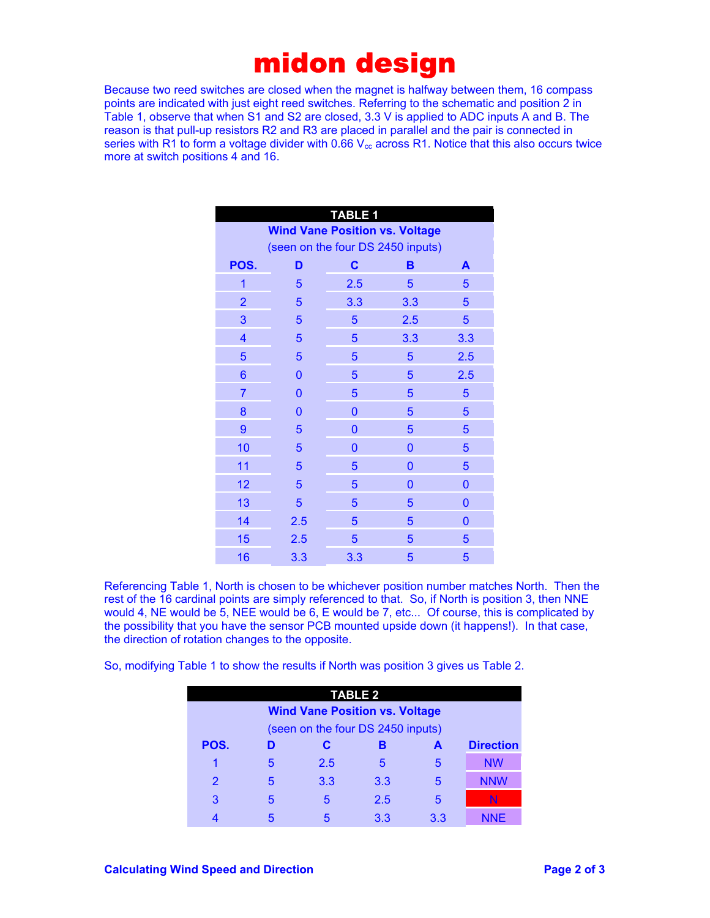# midon design

Because two reed switches are closed when the magnet is halfway between them, 16 compass points are indicated with just eight reed switches. Referring to the schematic and position 2 in Table 1, observe that when S1 and S2 are closed, 3.3 V is applied to ADC inputs A and B. The reason is that pull-up resistors R2 and R3 are placed in parallel and the pair is connected in series with R1 to form a voltage divider with 0.66 $V_{cc}$ across R1. Notice that this also occurs twice more at switch positions 4 and 16.

**TABLE 1**

**Wind Vane Position vs. Voltage**
(seen on the four DS 2450 inputs)

| POS. | D | C | B | A |
|---|---|---|---|---|
| 1 | 5 | 2.5 | 5 | 5 |
| 2 | 5 | 3.3 | 3.3 | 5 |
| 3 | 5 | 5 | 2.5 | 5 |
| 4 | 5 | 5 | 3.3 | 3.3 |
| 5 | 5 | 5 | 5 | 2.5 |
| 6 | 0 | 5 | 5 | 2.5 |
| 7 | 0 | 5 | 5 | 5 |
| 8 | 0 | 0 | 5 | 5 |
| 9 | 5 | 0 | 5 | 5 |
| 10 | 5 | 0 | 0 | 5 |
| 11 | 5 | 5 | 0 | 5 |
| 12 | 5 | 5 | 0 | 0 |
| 13 | 5 | 5 | 5 | 0 |
| 14 | 2.5 | 5 | 5 | 0 |
| 15 | 2.5 | 5 | 5 | 5 |
| 16 | 3.3 | 3.3 | 5 | 5 |

Referencing Table 1, North is chosen to be whichever position number matches North. Then the rest of the 16 cardinal points are simply referenced to that. So, if North is position 3, then NNE would 4, NE would be 5, NEE would be 6, E would be 7, etc... Of course, this is complicated by the possibility that you have the sensor PCB mounted upside down (it happens!). In that case, the direction of rotation changes to the opposite.

So, modifying Table 1 to show the results if North was position 3 gives us Table 2.

**TABLE 2**

**Wind Vane Position vs. Voltage**
(seen on the four DS 2450 inputs)

| POS. | D | C | B | A | Direction |
|---|---|---|---|---|---|
| 1 | 5 | 2.5 | 5 | 5 | NW |
| 2 | 5 | 3.3 | 3.3 | 5 | NNW |
| 3 | 5 | 5 | 2.5 | 5 | N |
| 4 | 5 | 5 | 3.3 | 3.3 | NNE |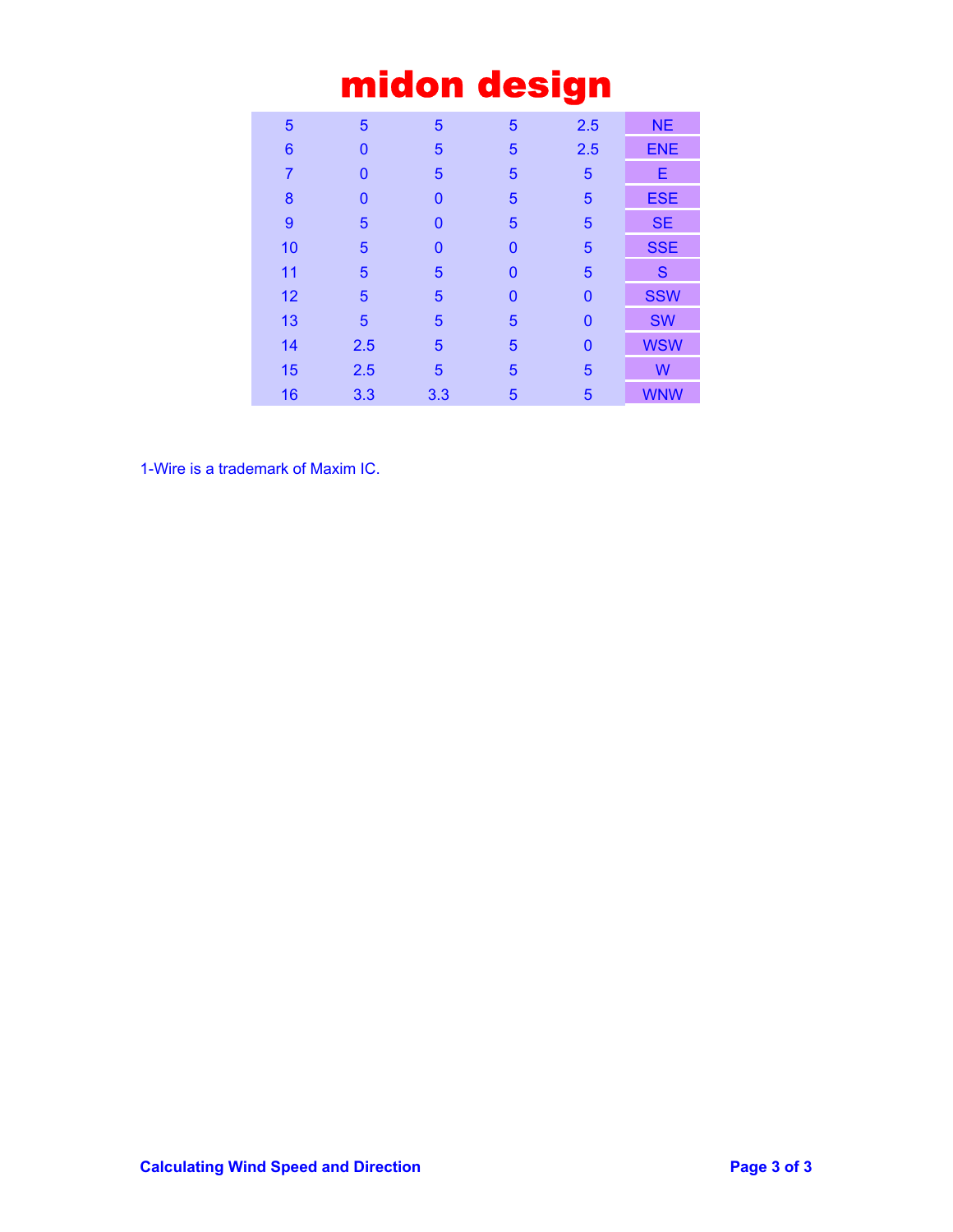| | | | | | |
|---|---|---|---|---|---|
| 5 | 5 | 5 | 5 | 2.5 | NE |
| 6 | 0 | 5 | 5 | 2.5 | ENE |
| 7 | 0 | 5 | 5 | 5 | E |
| 8 | 0 | 0 | 5 | 5 | ESE |
| 9 | 5 | 0 | 5 | 5 | SE |
| 10 | 5 | 0 | 0 | 5 | SSE |
| 11 | 5 | 5 | 0 | 5 | S |
| 12 | 5 | 5 | 0 | 0 | SSW |
| 13 | 5 | 5 | 5 | 0 | SW |
| 14 | 2.5 | 5 | 5 | 0 | WSW |
| 15 | 2.5 | 5 | 5 | 5 | W |
| 16 | 3.3 | 3.3 | 5 | 5 | WNW |

1-Wire is a trademark of Maxim IC.